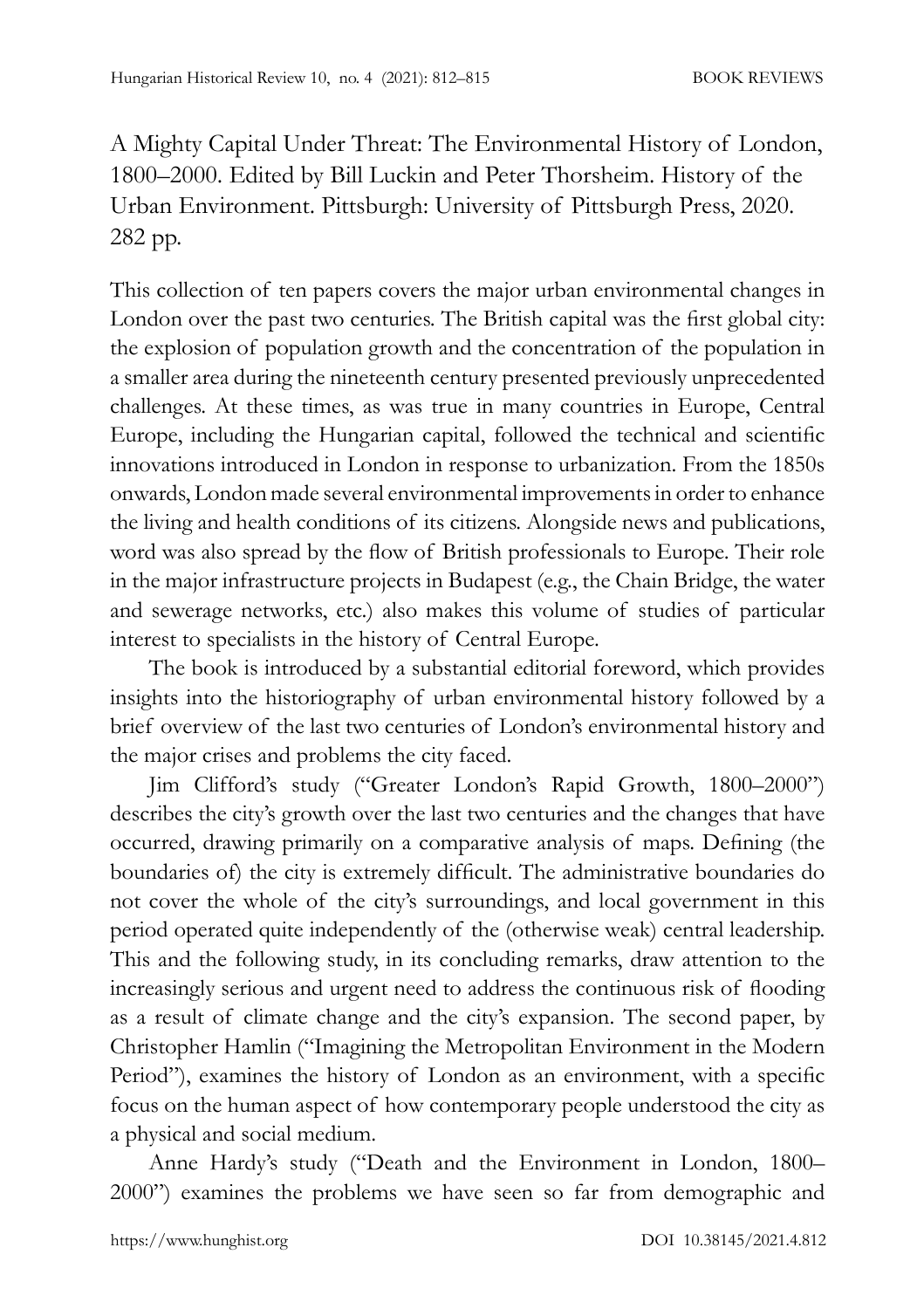A Mighty Capital Under Threat: The Environmental History of London, 1800–2000. Edited by Bill Luckin and Peter Thorsheim. History of the Urban Environment. Pittsburgh: University of Pittsburgh Press, 2020. 282 pp.

This collection of ten papers covers the major urban environmental changes in London over the past two centuries. The British capital was the first global city: the explosion of population growth and the concentration of the population in a smaller area during the nineteenth century presented previously unprecedented challenges. At these times, as was true in many countries in Europe, Central Europe, including the Hungarian capital, followed the technical and scientific innovations introduced in London in response to urbanization. From the 1850s onwards, London made several environmental improvements in order to enhance the living and health conditions of its citizens. Alongside news and publications, word was also spread by the flow of British professionals to Europe. Their role in the major infrastructure projects in Budapest (e.g., the Chain Bridge, the water and sewerage networks, etc.) also makes this volume of studies of particular interest to specialists in the history of Central Europe.

The book is introduced by a substantial editorial foreword, which provides insights into the historiography of urban environmental history followed by a brief overview of the last two centuries of London's environmental history and the major crises and problems the city faced.

Jim Clifford's study ("Greater London's Rapid Growth, 1800–2000") describes the city's growth over the last two centuries and the changes that have occurred, drawing primarily on a comparative analysis of maps. Defining (the boundaries of) the city is extremely difficult. The administrative boundaries do not cover the whole of the city's surroundings, and local government in this period operated quite independently of the (otherwise weak) central leadership. This and the following study, in its concluding remarks, draw attention to the increasingly serious and urgent need to address the continuous risk of flooding as a result of climate change and the city's expansion. The second paper, by Christopher Hamlin ("Imagining the Metropolitan Environment in the Modern Period"), examines the history of London as an environment, with a specific focus on the human aspect of how contemporary people understood the city as a physical and social medium.

Anne Hardy's study ("Death and the Environment in London, 1800–2000") examines the problems we have seen so far from demographic and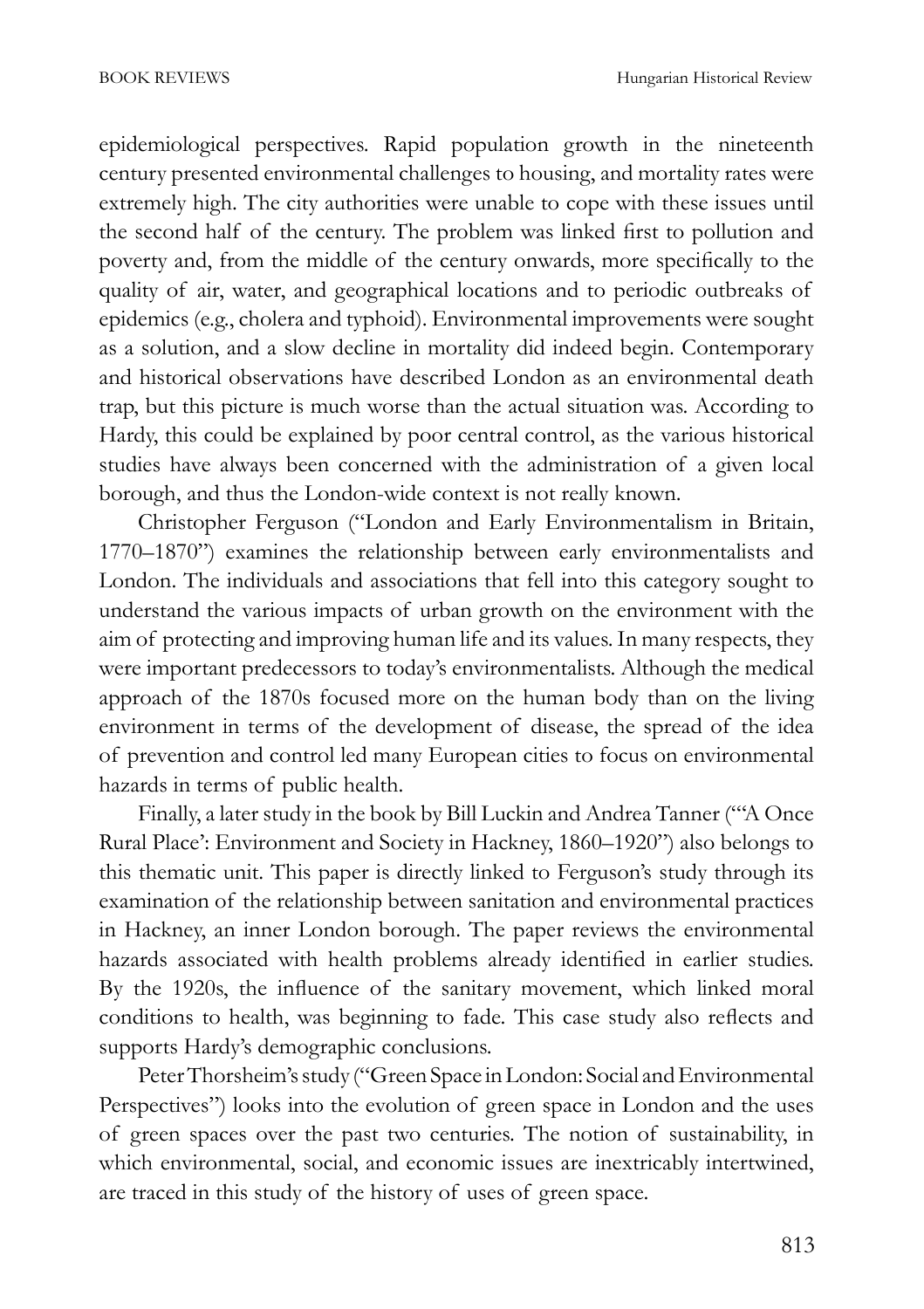epidemiological perspectives. Rapid population growth in the nineteenth century presented environmental challenges to housing, and mortality rates were extremely high. The city authorities were unable to cope with these issues until the second half of the century. The problem was linked first to pollution and poverty and, from the middle of the century onwards, more specifically to the quality of air, water, and geographical locations and to periodic outbreaks of epidemics (e.g., cholera and typhoid). Environmental improvements were sought as a solution, and a slow decline in mortality did indeed begin. Contemporary and historical observations have described London as an environmental death trap, but this picture is much worse than the actual situation was. According to Hardy, this could be explained by poor central control, as the various historical studies have always been concerned with the administration of a given local borough, and thus the London-wide context is not really known.

Christopher Ferguson ("London and Early Environmentalism in Britain, 1770–1870") examines the relationship between early environmentalists and London. The individuals and associations that fell into this category sought to understand the various impacts of urban growth on the environment with the aim of protecting and improving human life and its values. In many respects, they were important predecessors to today's environmentalists. Although the medical approach of the 1870s focused more on the human body than on the living environment in terms of the development of disease, the spread of the idea of prevention and control led many European cities to focus on environmental hazards in terms of public health.

Finally, a later study in the book by Bill Luckin and Andrea Tanner ("'A Once Rural Place': Environment and Society in Hackney, 1860–1920") also belongs to this thematic unit. This paper is directly linked to Ferguson's study through its examination of the relationship between sanitation and environmental practices in Hackney, an inner London borough. The paper reviews the environmental hazards associated with health problems already identified in earlier studies. By the 1920s, the influence of the sanitary movement, which linked moral conditions to health, was beginning to fade. This case study also reflects and supports Hardy's demographic conclusions.

Peter Thorsheim's study ("Green Space in London: Social and Environmental Perspectives") looks into the evolution of green space in London and the uses of green spaces over the past two centuries. The notion of sustainability, in which environmental, social, and economic issues are inextricably intertwined, are traced in this study of the history of uses of green space.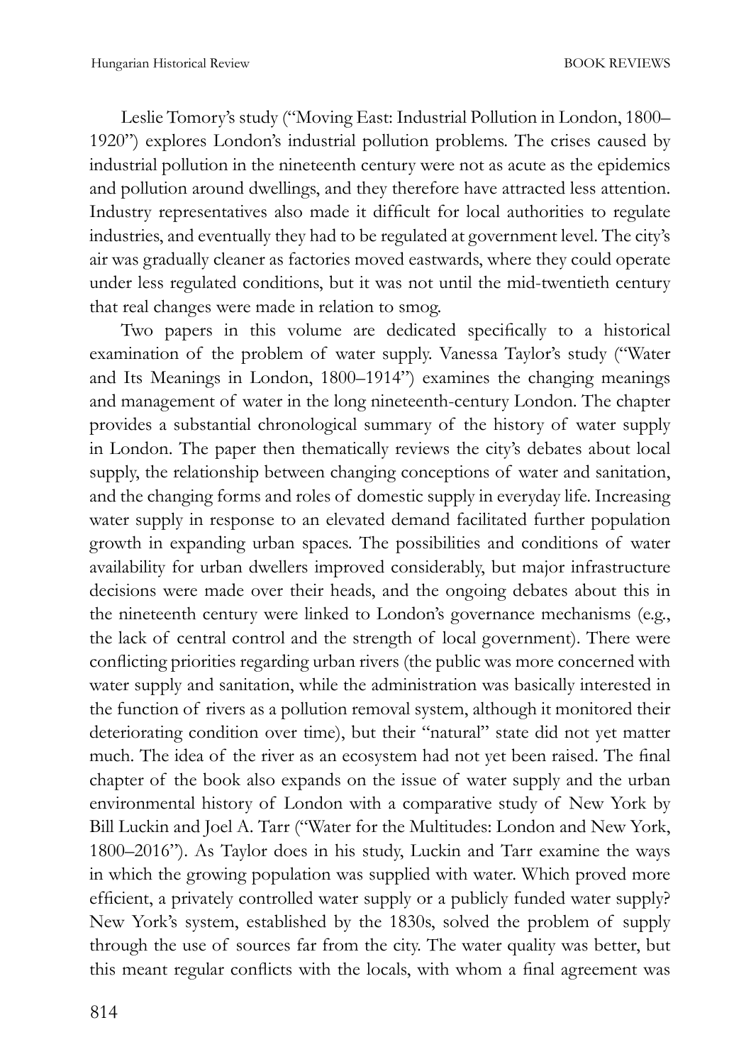Leslie Tomory's study ("Moving East: Industrial Pollution in London, 1800–1920") explores London's industrial pollution problems. The crises caused by industrial pollution in the nineteenth century were not as acute as the epidemics and pollution around dwellings, and they therefore have attracted less attention. Industry representatives also made it difficult for local authorities to regulate industries, and eventually they had to be regulated at government level. The city's air was gradually cleaner as factories moved eastwards, where they could operate under less regulated conditions, but it was not until the mid-twentieth century that real changes were made in relation to smog.

Two papers in this volume are dedicated specifically to a historical examination of the problem of water supply. Vanessa Taylor's study ("Water and Its Meanings in London, 1800–1914") examines the changing meanings and management of water in the long nineteenth-century London. The chapter provides a substantial chronological summary of the history of water supply in London. The paper then thematically reviews the city's debates about local supply, the relationship between changing conceptions of water and sanitation, and the changing forms and roles of domestic supply in everyday life. Increasing water supply in response to an elevated demand facilitated further population growth in expanding urban spaces. The possibilities and conditions of water availability for urban dwellers improved considerably, but major infrastructure decisions were made over their heads, and the ongoing debates about this in the nineteenth century were linked to London's governance mechanisms (e.g., the lack of central control and the strength of local government). There were conflicting priorities regarding urban rivers (the public was more concerned with water supply and sanitation, while the administration was basically interested in the function of rivers as a pollution removal system, although it monitored their deteriorating condition over time), but their "natural" state did not yet matter much. The idea of the river as an ecosystem had not yet been raised. The final chapter of the book also expands on the issue of water supply and the urban environmental history of London with a comparative study of New York by Bill Luckin and Joel A. Tarr ("Water for the Multitudes: London and New York, 1800–2016"). As Taylor does in his study, Luckin and Tarr examine the ways in which the growing population was supplied with water. Which proved more efficient, a privately controlled water supply or a publicly funded water supply? New York's system, established by the 1830s, solved the problem of supply through the use of sources far from the city. The water quality was better, but this meant regular conflicts with the locals, with whom a final agreement was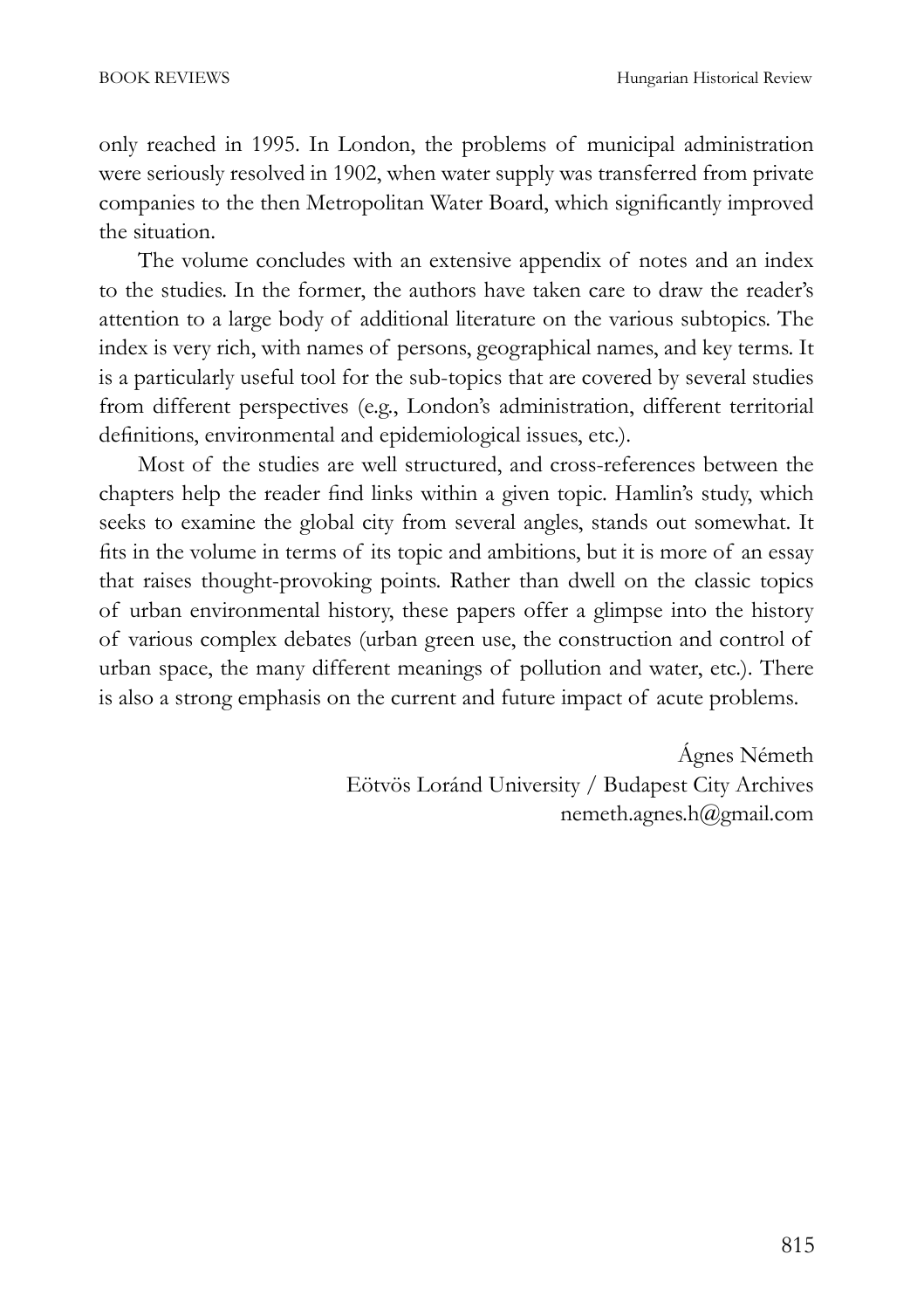only reached in 1995. In London, the problems of municipal administration were seriously resolved in 1902, when water supply was transferred from private companies to the then Metropolitan Water Board, which significantly improved the situation.

The volume concludes with an extensive appendix of notes and an index to the studies. In the former, the authors have taken care to draw the reader's attention to a large body of additional literature on the various subtopics. The index is very rich, with names of persons, geographical names, and key terms. It is a particularly useful tool for the sub-topics that are covered by several studies from different perspectives (e.g., London's administration, different territorial definitions, environmental and epidemiological issues, etc.).

Most of the studies are well structured, and cross-references between the chapters help the reader find links within a given topic. Hamlin's study, which seeks to examine the global city from several angles, stands out somewhat. It fits in the volume in terms of its topic and ambitions, but it is more of an essay that raises thought-provoking points. Rather than dwell on the classic topics of urban environmental history, these papers offer a glimpse into the history of various complex debates (urban green use, the construction and control of urban space, the many different meanings of pollution and water, etc.). There is also a strong emphasis on the current and future impact of acute problems.

Ágnes Németh
Eötvös Loránd University / Budapest City Archives
nemeth.agnes.h@gmail.com